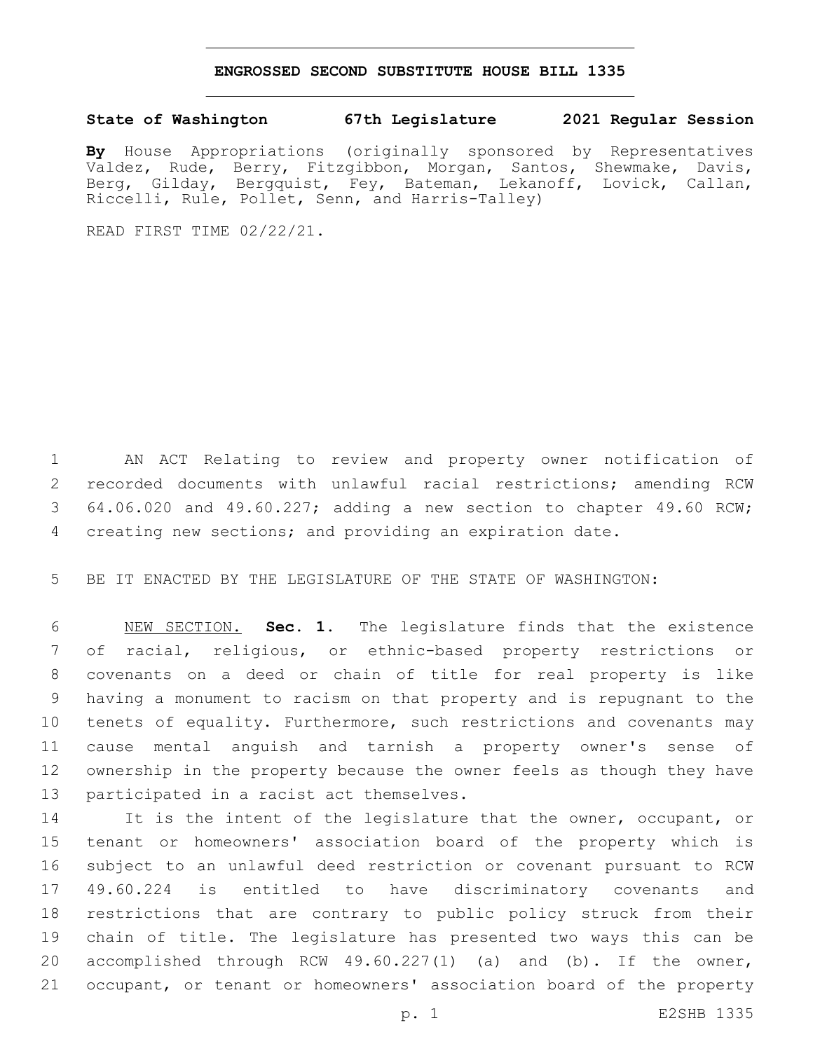# ENGROSSED SECOND SUBSTITUTE HOUSE BILL 1335

**State of Washington 67th Legislature 2021 Regular Session**

**By** House Appropriations (originally sponsored by Representatives Valdez, Rude, Berry, Fitzgibbon, Morgan, Santos, Shewmake, Davis, Berg, Gilday, Bergquist, Fey, Bateman, Lekanoff, Lovick, Callan, Riccelli, Rule, Pollet, Senn, and Harris-Talley)

READ FIRST TIME 02/22/21.

AN ACT Relating to review and property owner notification of recorded documents with unlawful racial restrictions; amending RCW 64.06.020 and 49.60.227; adding a new section to chapter 49.60 RCW; creating new sections; and providing an expiration date.

BE IT ENACTED BY THE LEGISLATURE OF THE STATE OF WASHINGTON:

NEW SECTION. **Sec. 1.** The legislature finds that the existence of racial, religious, or ethnic-based property restrictions or covenants on a deed or chain of title for real property is like having a monument to racism on that property and is repugnant to the tenets of equality. Furthermore, such restrictions and covenants may cause mental anguish and tarnish a property owner's sense of ownership in the property because the owner feels as though they have participated in a racist act themselves.

It is the intent of the legislature that the owner, occupant, or tenant or homeowners' association board of the property which is subject to an unlawful deed restriction or covenant pursuant to RCW 49.60.224 is entitled to have discriminatory covenants and restrictions that are contrary to public policy struck from their chain of title. The legislature has presented two ways this can be accomplished through RCW 49.60.227(1) (a) and (b). If the owner, occupant, or tenant or homeowners' association board of the property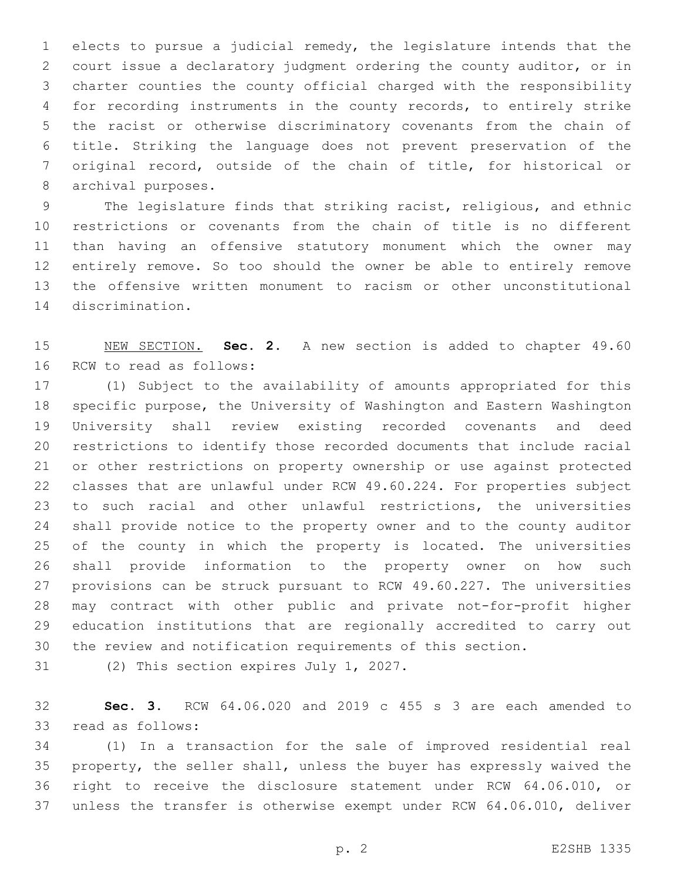elects to pursue a judicial remedy, the legislature intends that the court issue a declaratory judgment ordering the county auditor, or in charter counties the county official charged with the responsibility for recording instruments in the county records, to entirely strike the racist or otherwise discriminatory covenants from the chain of title. Striking the language does not prevent preservation of the original record, outside of the chain of title, for historical or archival purposes.

The legislature finds that striking racist, religious, and ethnic restrictions or covenants from the chain of title is no different than having an offensive statutory monument which the owner may entirely remove. So too should the owner be able to entirely remove the offensive written monument to racism or other unconstitutional discrimination.

NEW SECTION. **Sec. 2.** A new section is added to chapter 49.60 RCW to read as follows:

(1) Subject to the availability of amounts appropriated for this specific purpose, the University of Washington and Eastern Washington University shall review existing recorded covenants and deed restrictions to identify those recorded documents that include racial or other restrictions on property ownership or use against protected classes that are unlawful under RCW 49.60.224. For properties subject to such racial and other unlawful restrictions, the universities shall provide notice to the property owner and to the county auditor of the county in which the property is located. The universities shall provide information to the property owner on how such provisions can be struck pursuant to RCW 49.60.227. The universities may contract with other public and private not-for-profit higher education institutions that are regionally accredited to carry out the review and notification requirements of this section.

(2) This section expires July 1, 2027.

**Sec. 3.** RCW 64.06.020 and 2019 c 455 s 3 are each amended to read as follows:

(1) In a transaction for the sale of improved residential real property, the seller shall, unless the buyer has expressly waived the right to receive the disclosure statement under RCW 64.06.010, or unless the transfer is otherwise exempt under RCW 64.06.010, deliver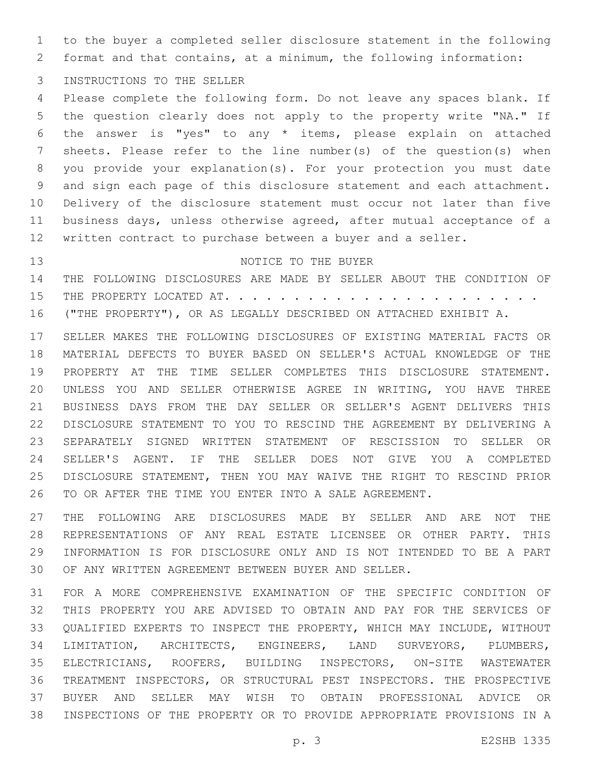to the buyer a completed seller disclosure statement in the following format and that contains, at a minimum, the following information:

INSTRUCTIONS TO THE SELLER

Please complete the following form. Do not leave any spaces blank. If the question clearly does not apply to the property write "NA." If the answer is "yes" to any * items, please explain on attached sheets. Please refer to the line number(s) of the question(s) when you provide your explanation(s). For your protection you must date and sign each page of this disclosure statement and each attachment. Delivery of the disclosure statement must occur not later than five business days, unless otherwise agreed, after mutual acceptance of a written contract to purchase between a buyer and a seller.

NOTICE TO THE BUYER

THE FOLLOWING DISCLOSURES ARE MADE BY SELLER ABOUT THE CONDITION OF THE PROPERTY LOCATED AT. . . . . . . . . . . . . . . . . . . . . . . . ("THE PROPERTY"), OR AS LEGALLY DESCRIBED ON ATTACHED EXHIBIT A.

SELLER MAKES THE FOLLOWING DISCLOSURES OF EXISTING MATERIAL FACTS OR MATERIAL DEFECTS TO BUYER BASED ON SELLER'S ACTUAL KNOWLEDGE OF THE PROPERTY AT THE TIME SELLER COMPLETES THIS DISCLOSURE STATEMENT. UNLESS YOU AND SELLER OTHERWISE AGREE IN WRITING, YOU HAVE THREE BUSINESS DAYS FROM THE DAY SELLER OR SELLER'S AGENT DELIVERS THIS DISCLOSURE STATEMENT TO YOU TO RESCIND THE AGREEMENT BY DELIVERING A SEPARATELY SIGNED WRITTEN STATEMENT OF RESCISSION TO SELLER OR SELLER'S AGENT. IF THE SELLER DOES NOT GIVE YOU A COMPLETED DISCLOSURE STATEMENT, THEN YOU MAY WAIVE THE RIGHT TO RESCIND PRIOR TO OR AFTER THE TIME YOU ENTER INTO A SALE AGREEMENT.

THE FOLLOWING ARE DISCLOSURES MADE BY SELLER AND ARE NOT THE REPRESENTATIONS OF ANY REAL ESTATE LICENSEE OR OTHER PARTY. THIS INFORMATION IS FOR DISCLOSURE ONLY AND IS NOT INTENDED TO BE A PART OF ANY WRITTEN AGREEMENT BETWEEN BUYER AND SELLER.

FOR A MORE COMPREHENSIVE EXAMINATION OF THE SPECIFIC CONDITION OF THIS PROPERTY YOU ARE ADVISED TO OBTAIN AND PAY FOR THE SERVICES OF QUALIFIED EXPERTS TO INSPECT THE PROPERTY, WHICH MAY INCLUDE, WITHOUT LIMITATION, ARCHITECTS, ENGINEERS, LAND SURVEYORS, PLUMBERS, ELECTRICIANS, ROOFERS, BUILDING INSPECTORS, ON-SITE WASTEWATER TREATMENT INSPECTORS, OR STRUCTURAL PEST INSPECTORS. THE PROSPECTIVE BUYER AND SELLER MAY WISH TO OBTAIN PROFESSIONAL ADVICE OR INSPECTIONS OF THE PROPERTY OR TO PROVIDE APPROPRIATE PROVISIONS IN A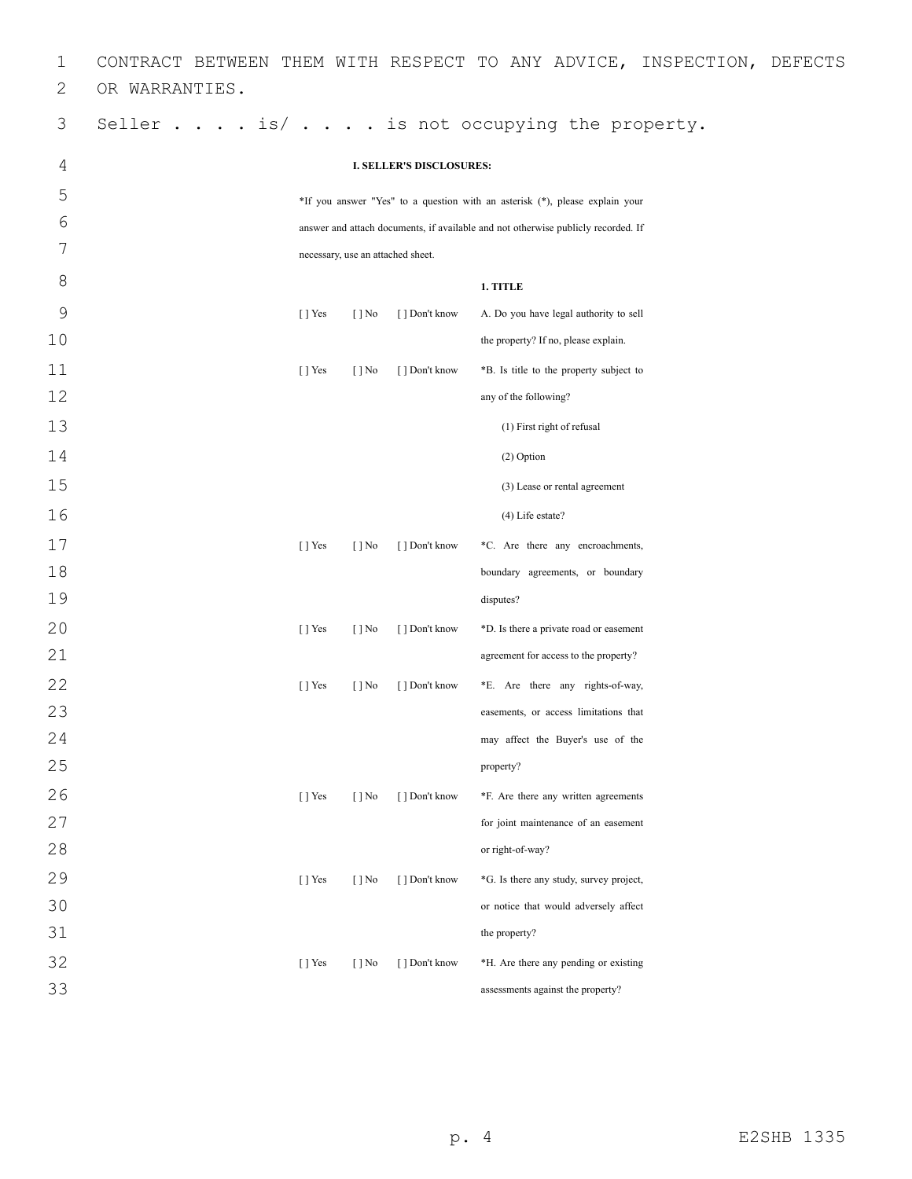CONTRACT BETWEEN THEM WITH RESPECT TO ANY ADVICE, INSPECTION, DEFECTS OR WARRANTIES.

Seller . . . . is/ . . . . is not occupying the property.

**I. SELLER'S DISCLOSURES:**

*If you answer "Yes" to a question with an asterisk (*), please explain your answer and attach documents, if available and not otherwise publicly recorded. If necessary, use an attached sheet.

**1. TITLE**

| | | | |
|---|---|---|---|
| [ ] Yes | [ ] No | [ ] Don't know | A. Do you have legal authority to sell the property? If no, please explain. |
| [ ] Yes | [ ] No | [ ] Don't know | *B. Is title to the property subject to any of the following?<br>(1) First right of refusal<br>(2) Option<br>(3) Lease or rental agreement<br>(4) Life estate? |
| [ ] Yes | [ ] No | [ ] Don't know | *C. Are there any encroachments, boundary agreements, or boundary disputes? |
| [ ] Yes | [ ] No | [ ] Don't know | *D. Is there a private road or easement agreement for access to the property? |
| [ ] Yes | [ ] No | [ ] Don't know | *E. Are there any rights-of-way, easements, or access limitations that may affect the Buyer's use of the property? |
| [ ] Yes | [ ] No | [ ] Don't know | *F. Are there any written agreements for joint maintenance of an easement or right-of-way? |
| [ ] Yes | [ ] No | [ ] Don't know | *G. Is there any study, survey project, or notice that would adversely affect the property? |
| [ ] Yes | [ ] No | [ ] Don't know | *H. Are there any pending or existing assessments against the property? |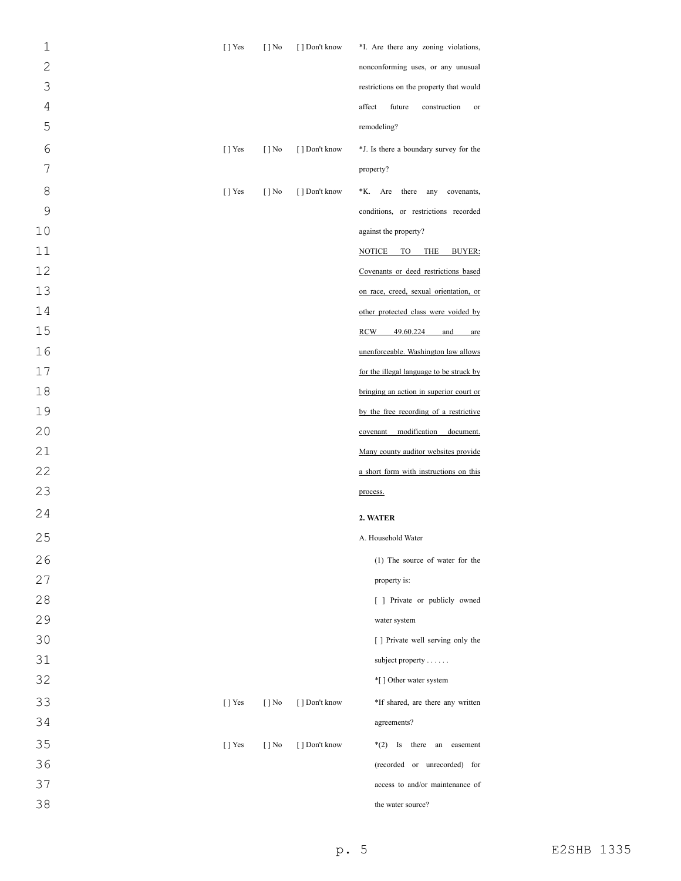| | | | |
|---|---|---|---|
| [ ] Yes | [ ] No | [ ] Don't know | *I. Are there any zoning violations, nonconforming uses, or any unusual restrictions on the property that would affect future construction or remodeling? |
| [ ] Yes | [ ] No | [ ] Don't know | *J. Is there a boundary survey for the property? |
| [ ] Yes | [ ] No | [ ] Don't know | *K. Are there any covenants, conditions, or restrictions recorded against the property? |
| | | | <u>NOTICE TO THE BUYER: Covenants or deed restrictions based on race, creed, sexual orientation, or other protected class were voided by RCW 49.60.224 and are unenforceable. Washington law allows for the illegal language to be struck by bringing an action in superior court or by the free recording of a restrictive covenant modification document. Many county auditor websites provide a short form with instructions on this process.</u> |

**2. WATER**

A. Household Water

(1) The source of water for the property is:

[ ] Private or publicly owned water system

[ ] Private well serving only the subject property . . . . . .

*[ ] Other water system

| | | | |
|---|---|---|---|
| [ ] Yes | [ ] No | [ ] Don't know | *If shared, are there any written agreements? |
| [ ] Yes | [ ] No | [ ] Don't know | *(2) Is there an easement (recorded or unrecorded) for access to and/or maintenance of the water source? |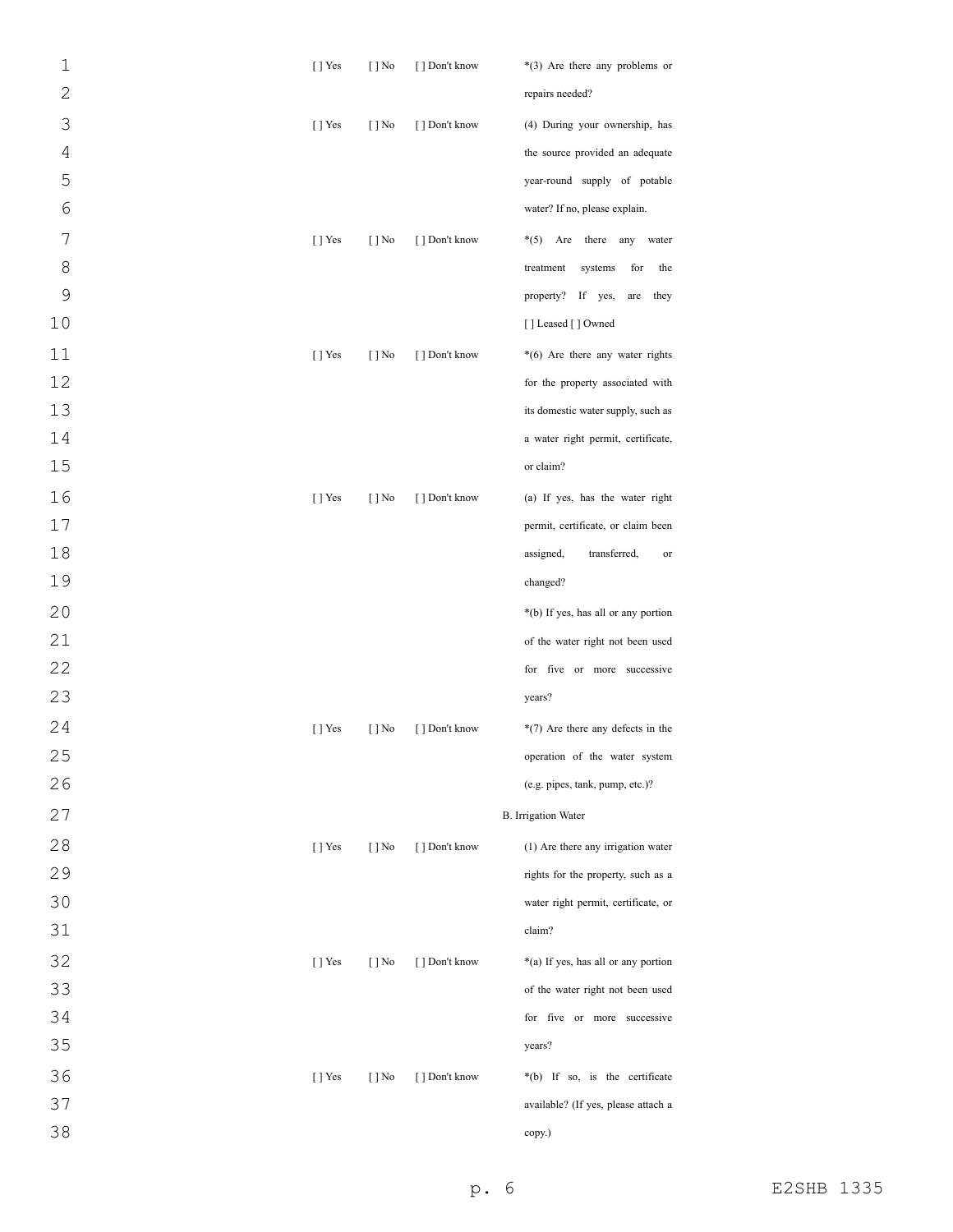| | | | |
|---|---|---|---|
| [ ] Yes | [ ] No | [ ] Don't know | *(3) Are there any problems or repairs needed? |
| [ ] Yes | [ ] No | [ ] Don't know | (4) During your ownership, has the source provided an adequate year-round supply of potable water? If no, please explain. |
| [ ] Yes | [ ] No | [ ] Don't know | *(5) Are there any water treatment systems for the property? If yes, are they [ ] Leased [ ] Owned |
| [ ] Yes | [ ] No | [ ] Don't know | *(6) Are there any water rights for the property associated with its domestic water supply, such as a water right permit, certificate, or claim? |
| [ ] Yes | [ ] No | [ ] Don't know | (a) If yes, has the water right permit, certificate, or claim been assigned, transferred, or changed? |
| | | | *(b) If yes, has all or any portion of the water right not been used for five or more successive years? |
| [ ] Yes | [ ] No | [ ] Don't know | *(7) Are there any defects in the operation of the water system (e.g. pipes, tank, pump, etc.)? |

B. Irrigation Water

| | | | |
|---|---|---|---|
| [ ] Yes | [ ] No | [ ] Don't know | (1) Are there any irrigation water rights for the property, such as a water right permit, certificate, or claim? |
| [ ] Yes | [ ] No | [ ] Don't know | *(a) If yes, has all or any portion of the water right not been used for five or more successive years? |
| [ ] Yes | [ ] No | [ ] Don't know | *(b) If so, is the certificate available? (If yes, please attach a copy.) |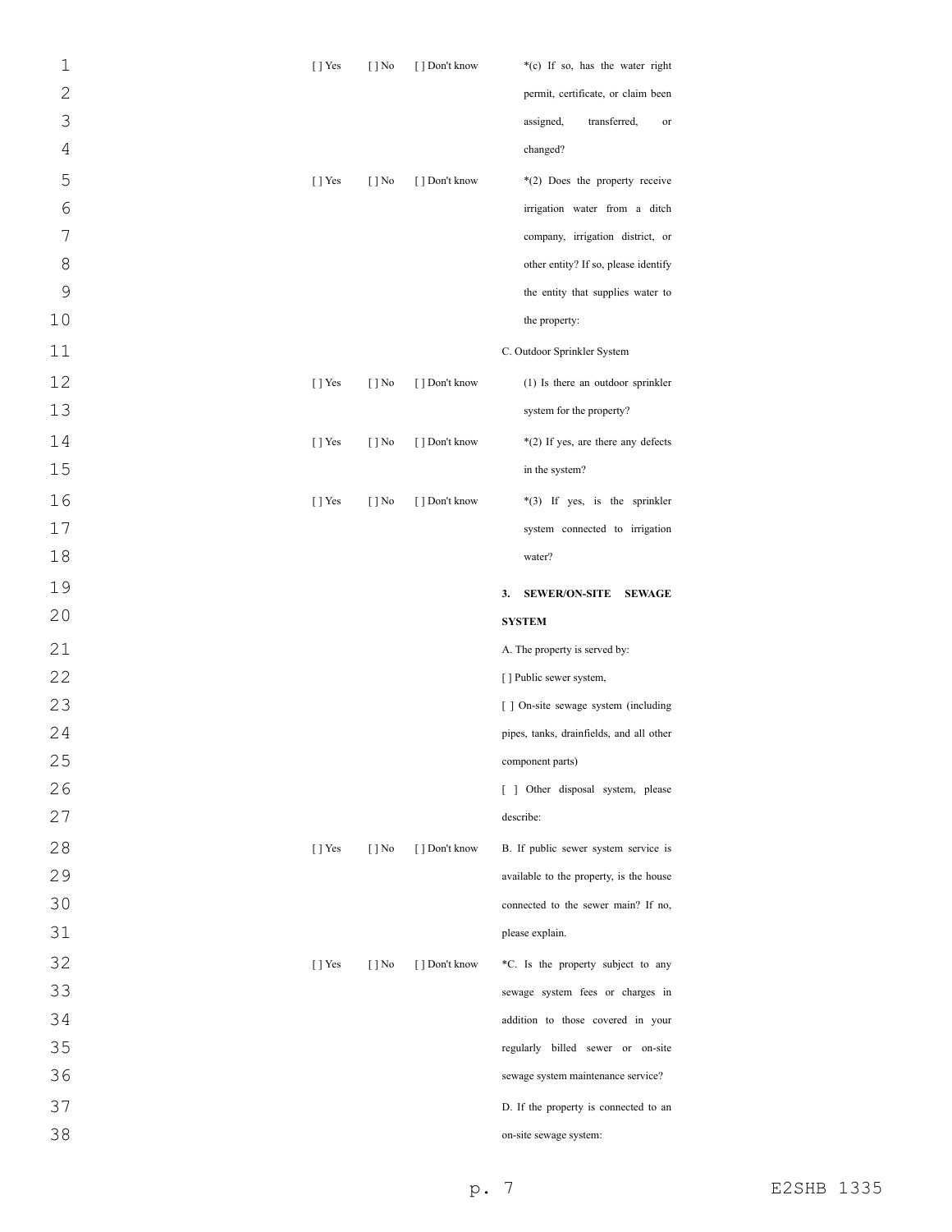| | | | |
|---|---|---|---|
| [ ] Yes | [ ] No | [ ] Don't know | *(c) If so, has the water right permit, certificate, or claim been assigned, transferred, or changed? |
| [ ] Yes | [ ] No | [ ] Don't know | *(2) Does the property receive irrigation water from a ditch company, irrigation district, or other entity? If so, please identify the entity that supplies water to the property: |
| | | | C. Outdoor Sprinkler System |
| [ ] Yes | [ ] No | [ ] Don't know | (1) Is there an outdoor sprinkler system for the property? |
| [ ] Yes | [ ] No | [ ] Don't know | *(2) If yes, are there any defects in the system? |
| [ ] Yes | [ ] No | [ ] Don't know | *(3) If yes, is the sprinkler system connected to irrigation water? |
| | | | **3. SEWER/ON-SITE SEWAGE SYSTEM** |
| | | | A. The property is served by: |
| | | | [ ] Public sewer system, |
| | | | [ ] On-site sewage system (including pipes, tanks, drainfields, and all other component parts) |
| | | | [ ] Other disposal system, please describe: |
| [ ] Yes | [ ] No | [ ] Don't know | B. If public sewer system service is available to the property, is the house connected to the sewer main? If no, please explain. |
| [ ] Yes | [ ] No | [ ] Don't know | *C. Is the property subject to any sewage system fees or charges in addition to those covered in your regularly billed sewer or on-site sewage system maintenance service? |
| | | | D. If the property is connected to an on-site sewage system: |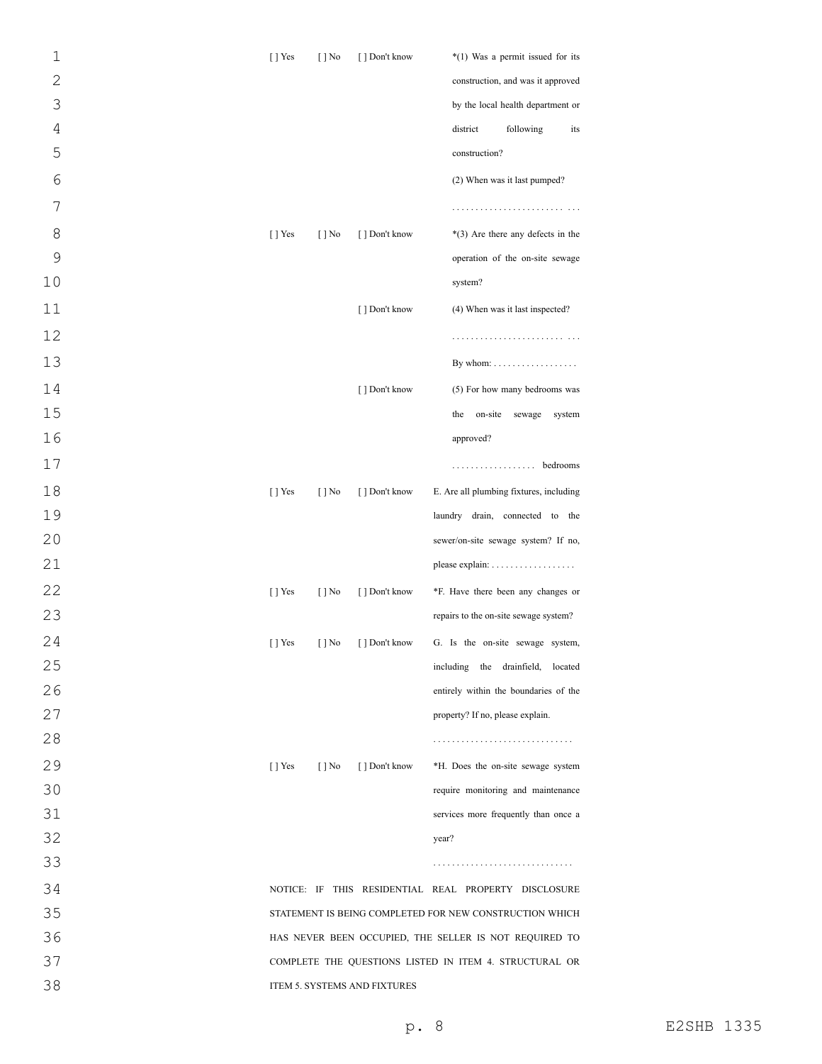| | | | |
|---|---|---|---|
| [ ] Yes | [ ] No | [ ] Don't know | *(1) Was a permit issued for its construction, and was it approved by the local health department or district following its construction? |
| | | | (2) When was it last pumped? |
| | | | ......................... ... |
| [ ] Yes | [ ] No | [ ] Don't know | *(3) Are there any defects in the operation of the on-site sewage system? |
| | | [ ] Don't know | (4) When was it last inspected? |
| | | | ......................... ... |
| | | | By whom: .................. |
| | | [ ] Don't know | (5) For how many bedrooms was the on-site sewage system approved? |
| | | | .................. bedrooms |
| [ ] Yes | [ ] No | [ ] Don't know | E. Are all plumbing fixtures, including laundry drain, connected to the sewer/on-site sewage system? If no, please explain: .................. |
| [ ] Yes | [ ] No | [ ] Don't know | *F. Have there been any changes or repairs to the on-site sewage system? |
| [ ] Yes | [ ] No | [ ] Don't know | G. Is the on-site sewage system, including the drainfield, located entirely within the boundaries of the property? If no, please explain. |
| | | | .............................. |
| [ ] Yes | [ ] No | [ ] Don't know | *H. Does the on-site sewage system require monitoring and maintenance services more frequently than once a year? |
| | | | .............................. |

NOTICE: IF THIS RESIDENTIAL REAL PROPERTY DISCLOSURE STATEMENT IS BEING COMPLETED FOR NEW CONSTRUCTION WHICH HAS NEVER BEEN OCCUPIED, THE SELLER IS NOT REQUIRED TO COMPLETE THE QUESTIONS LISTED IN ITEM 4. STRUCTURAL OR ITEM 5. SYSTEMS AND FIXTURES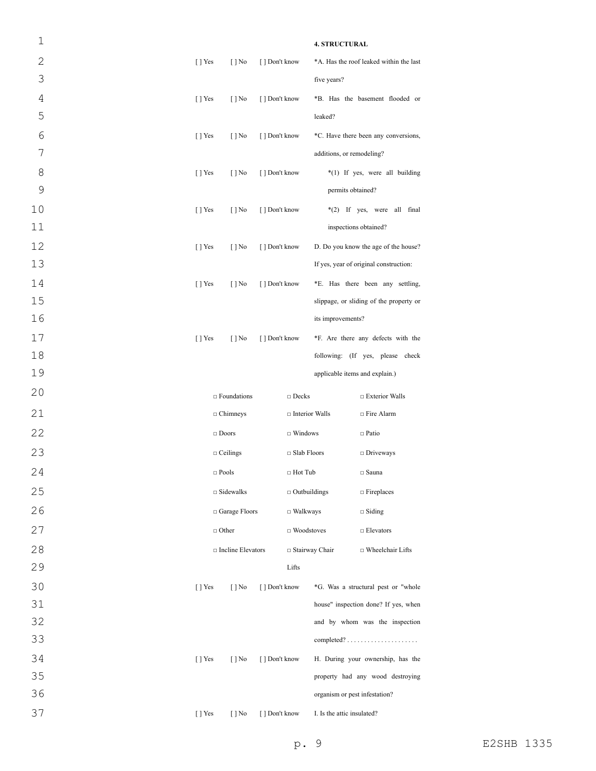**4. STRUCTURAL**

[ ] Yes [ ] No [ ] Don't know *A. Has the roof leaked within the last five years?

[ ] Yes [ ] No [ ] Don't know *B. Has the basement flooded or leaked?

[ ] Yes [ ] No [ ] Don't know *C. Have there been any conversions, additions, or remodeling?

[ ] Yes [ ] No [ ] Don't know *(1) If yes, were all building permits obtained?

[ ] Yes [ ] No [ ] Don't know *(2) If yes, were all final inspections obtained?

[ ] Yes [ ] No [ ] Don't know D. Do you know the age of the house? If yes, year of original construction:

[ ] Yes [ ] No [ ] Don't know *E. Has there been any settling, slippage, or sliding of the property or its improvements?

[ ] Yes [ ] No [ ] Don't know *F. Are there any defects with the following: (If yes, please check applicable items and explain.)

| | | |
|---|---|---|
| □ Foundations | □ Decks | □ Exterior Walls |
| □ Chimneys | □ Interior Walls | □ Fire Alarm |
| □ Doors | □ Windows | □ Patio |
| □ Ceilings | □ Slab Floors | □ Driveways |
| □ Pools | □ Hot Tub | □ Sauna |
| □ Sidewalks | □ Outbuildings | □ Fireplaces |
| □ Garage Floors | □ Walkways | □ Siding |
| □ Other | □ Woodstoves | □ Elevators |
| □ Incline Elevators | □ Stairway Chair Lifts | □ Wheelchair Lifts |

[ ] Yes [ ] No [ ] Don't know *G. Was a structural pest or "whole house" inspection done? If yes, when and by whom was the inspection completed? . . . . . . . . . . . . . . . . . . . . .

[ ] Yes [ ] No [ ] Don't know H. During your ownership, has the property had any wood destroying organism or pest infestation?

[ ] Yes [ ] No [ ] Don't know I. Is the attic insulated?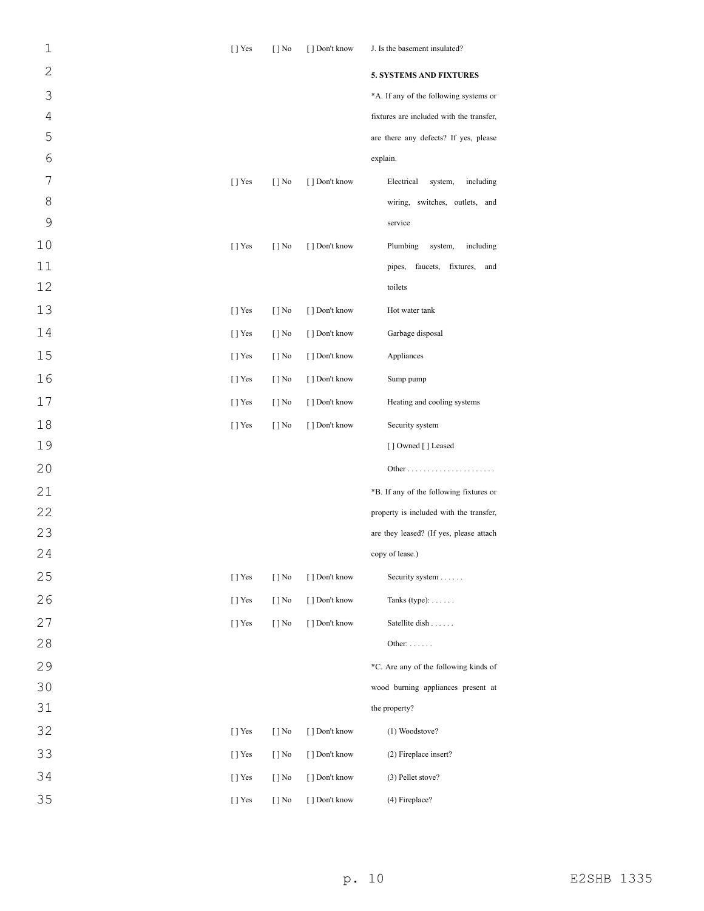[ ] Yes [ ] No [ ] Don't know J. Is the basement insulated?

**5. SYSTEMS AND FIXTURES**

*A. If any of the following systems or fixtures are included with the transfer, are there any defects? If yes, please explain.

[ ] Yes [ ] No [ ] Don't know Electrical system, including wiring, switches, outlets, and service

[ ] Yes [ ] No [ ] Don't know Plumbing system, including pipes, faucets, fixtures, and toilets

[ ] Yes [ ] No [ ] Don't know Hot water tank

[ ] Yes [ ] No [ ] Don't know Garbage disposal

[ ] Yes [ ] No [ ] Don't know Appliances

[ ] Yes [ ] No [ ] Don't know Sump pump

[ ] Yes [ ] No [ ] Don't know Heating and cooling systems

[ ] Yes [ ] No [ ] Don't know Security system

[ ] Owned [ ] Leased

Other . . . . . . . . . . . . . . . . . . . . . .

*B. If any of the following fixtures or property is included with the transfer, are they leased? (If yes, please attach copy of lease.)

[ ] Yes [ ] No [ ] Don't know Security system . . . . . .

[ ] Yes [ ] No [ ] Don't know Tanks (type): . . . . . .

[ ] Yes [ ] No [ ] Don't know Satellite dish . . . . . .

Other: . . . . . .

*C. Are any of the following kinds of wood burning appliances present at the property?

[ ] Yes [ ] No [ ] Don't know (1) Woodstove?

[ ] Yes [ ] No [ ] Don't know (2) Fireplace insert?

[ ] Yes [ ] No [ ] Don't know (3) Pellet stove?

[ ] Yes [ ] No [ ] Don't know (4) Fireplace?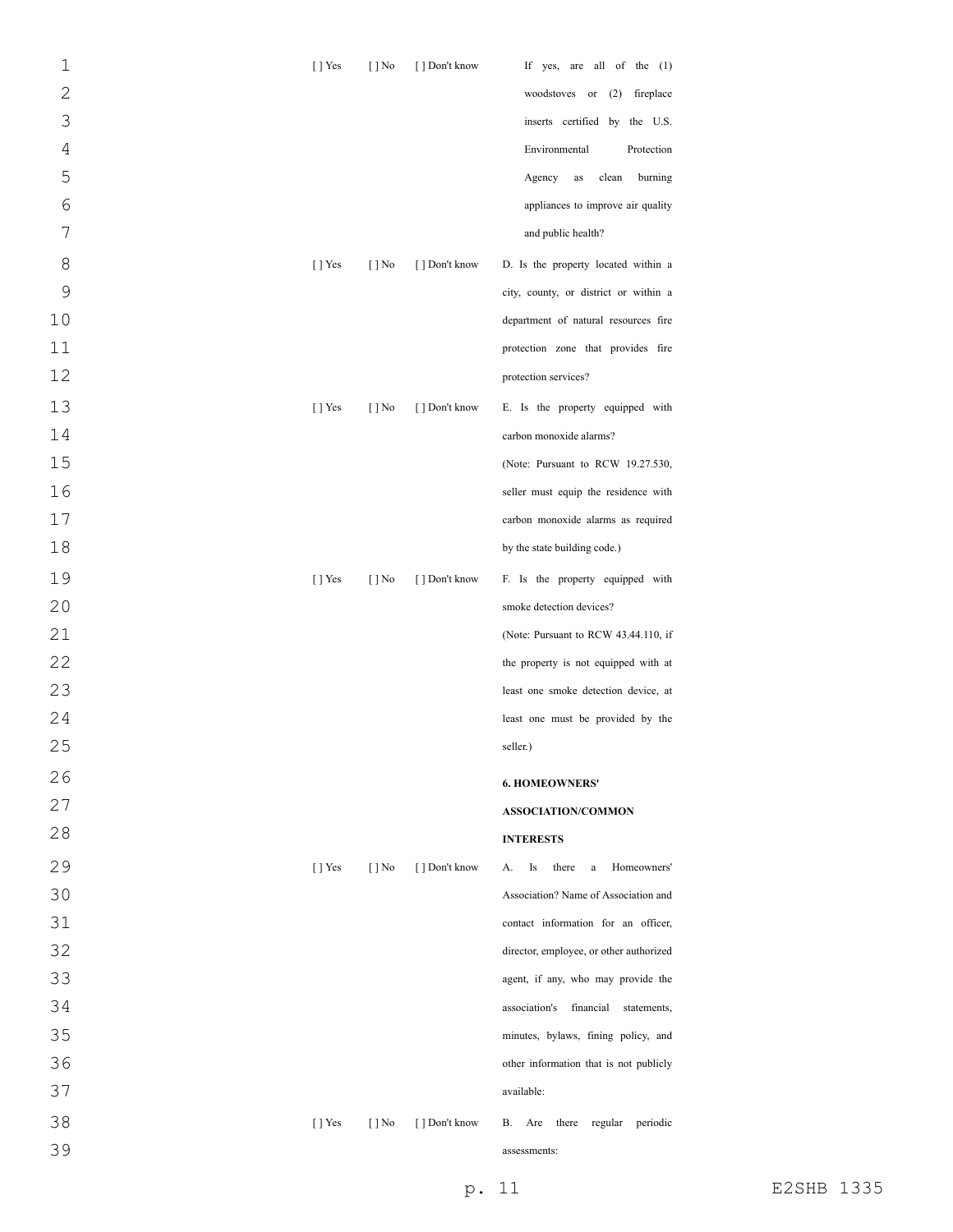| | | | |
|---|---|---|---|
| [ ] Yes | [ ] No | [ ] Don't know | If yes, are all of the (1) woodstoves or (2) fireplace inserts certified by the U.S. Environmental Protection Agency as clean burning appliances to improve air quality and public health? |
| [ ] Yes | [ ] No | [ ] Don't know | D. Is the property located within a city, county, or district or within a department of natural resources fire protection zone that provides fire protection services? |
| [ ] Yes | [ ] No | [ ] Don't know | E. Is the property equipped with carbon monoxide alarms? (Note: Pursuant to RCW 19.27.530, seller must equip the residence with carbon monoxide alarms as required by the state building code.) |
| [ ] Yes | [ ] No | [ ] Don't know | F. Is the property equipped with smoke detection devices? (Note: Pursuant to RCW 43.44.110, if the property is not equipped with at least one smoke detection device, at least one must be provided by the seller.) |
| | | | **6. HOMEOWNERS' ASSOCIATION/COMMON INTERESTS** |
| [ ] Yes | [ ] No | [ ] Don't know | A. Is there a Homeowners' Association? Name of Association and contact information for an officer, director, employee, or other authorized agent, if any, who may provide the association's financial statements, minutes, bylaws, fining policy, and other information that is not publicly available: |
| [ ] Yes | [ ] No | [ ] Don't know | B. Are there regular periodic assessments: |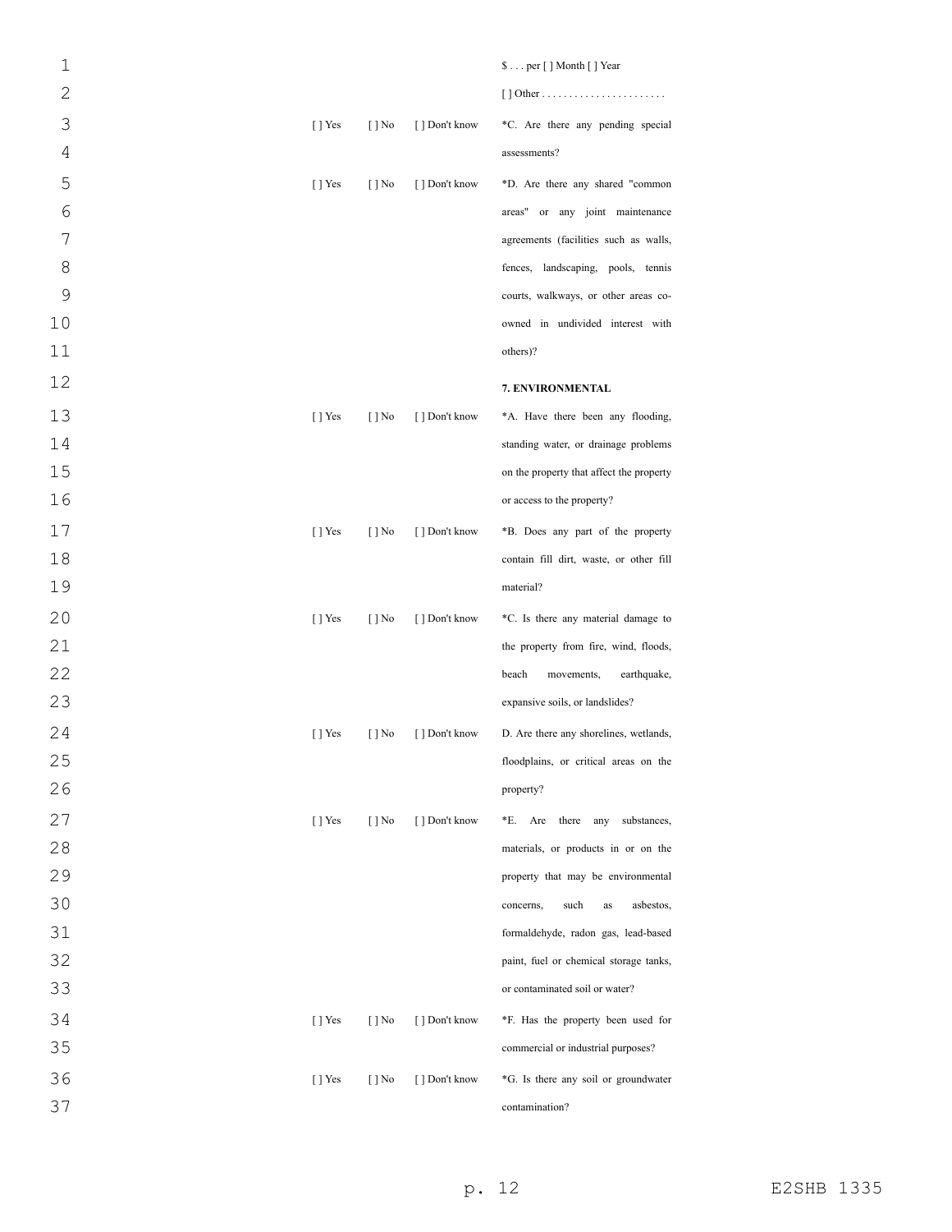$ . . . per [ ] Month [ ] Year

[ ] Other . . . . . . . . . . . . . . . . . . . . . . .

| | | | |
|---|---|---|---|
| [ ] Yes | [ ] No | [ ] Don't know | *C. Are there any pending special assessments? |
| [ ] Yes | [ ] No | [ ] Don't know | *D. Are there any shared "common areas" or any joint maintenance agreements (facilities such as walls, fences, landscaping, pools, tennis courts, walkways, or other areas co-owned in undivided interest with others)? |

**7. ENVIRONMENTAL**

| | | | |
|---|---|---|---|
| [ ] Yes | [ ] No | [ ] Don't know | *A. Have there been any flooding, standing water, or drainage problems on the property that affect the property or access to the property? |
| [ ] Yes | [ ] No | [ ] Don't know | *B. Does any part of the property contain fill dirt, waste, or other fill material? |
| [ ] Yes | [ ] No | [ ] Don't know | *C. Is there any material damage to the property from fire, wind, floods, beach movements, earthquake, expansive soils, or landslides? |
| [ ] Yes | [ ] No | [ ] Don't know | D. Are there any shorelines, wetlands, floodplains, or critical areas on the property? |
| [ ] Yes | [ ] No | [ ] Don't know | *E. Are there any substances, materials, or products in or on the property that may be environmental concerns, such as asbestos, formaldehyde, radon gas, lead-based paint, fuel or chemical storage tanks, or contaminated soil or water? |
| [ ] Yes | [ ] No | [ ] Don't know | *F. Has the property been used for commercial or industrial purposes? |
| [ ] Yes | [ ] No | [ ] Don't know | *G. Is there any soil or groundwater contamination? |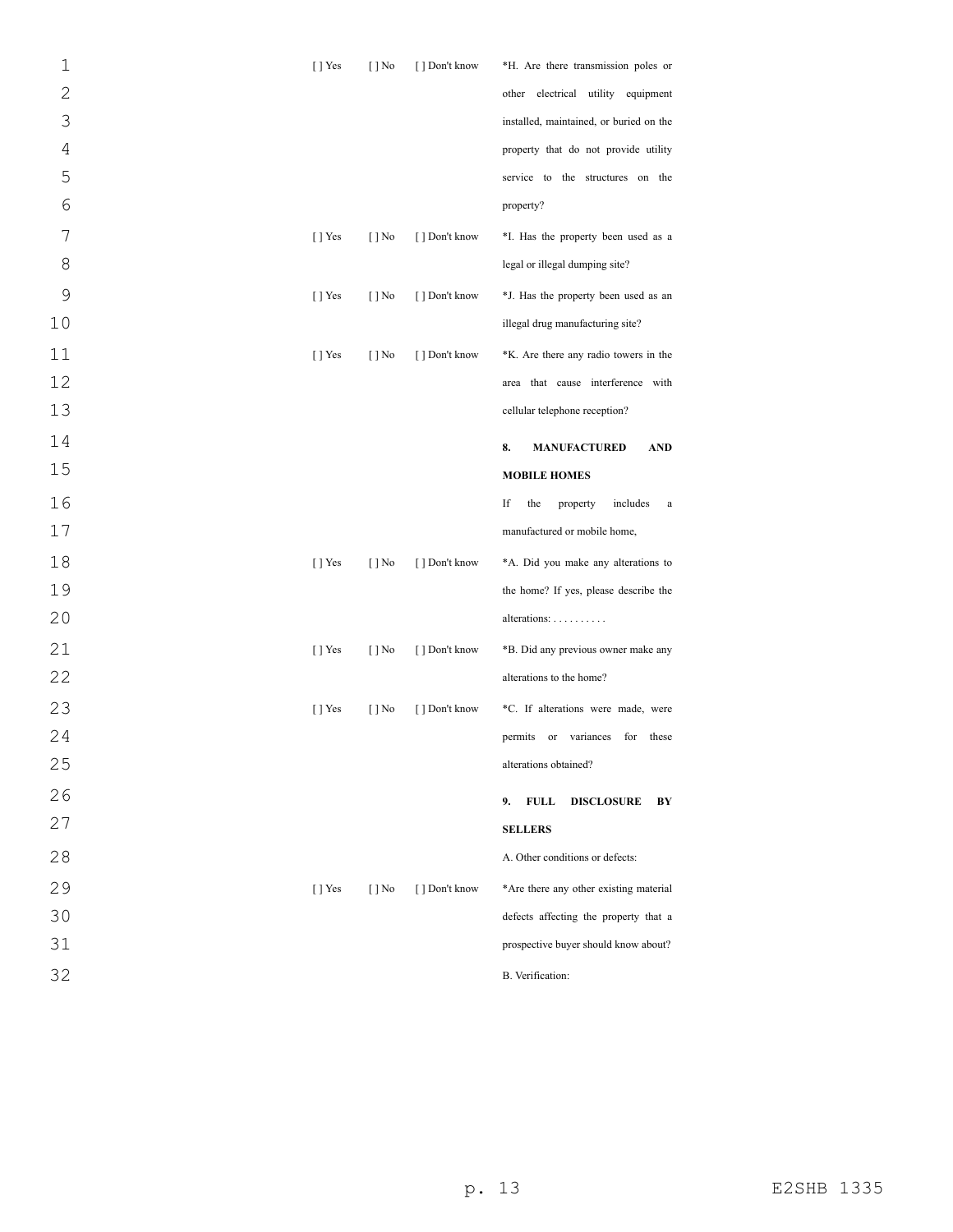| | | | |
|---|---|---|---|
| [ ] Yes | [ ] No | [ ] Don't know | *H. Are there transmission poles or other electrical utility equipment installed, maintained, or buried on the property that do not provide utility service to the structures on the property? |
| [ ] Yes | [ ] No | [ ] Don't know | *I. Has the property been used as a legal or illegal dumping site? |
| [ ] Yes | [ ] No | [ ] Don't know | *J. Has the property been used as an illegal drug manufacturing site? |
| [ ] Yes | [ ] No | [ ] Don't know | *K. Are there any radio towers in the area that cause interference with cellular telephone reception? |
| | | | **8. MANUFACTURED AND MOBILE HOMES** |
| | | | If the property includes a manufactured or mobile home, |
| [ ] Yes | [ ] No | [ ] Don't know | *A. Did you make any alterations to the home? If yes, please describe the alterations: . . . . . . . . . . |
| [ ] Yes | [ ] No | [ ] Don't know | *B. Did any previous owner make any alterations to the home? |
| [ ] Yes | [ ] No | [ ] Don't know | *C. If alterations were made, were permits or variances for these alterations obtained? |
| | | | **9. FULL DISCLOSURE BY SELLERS** |
| | | | A. Other conditions or defects: |
| [ ] Yes | [ ] No | [ ] Don't know | *Are there any other existing material defects affecting the property that a prospective buyer should know about? |
| | | | B. Verification: |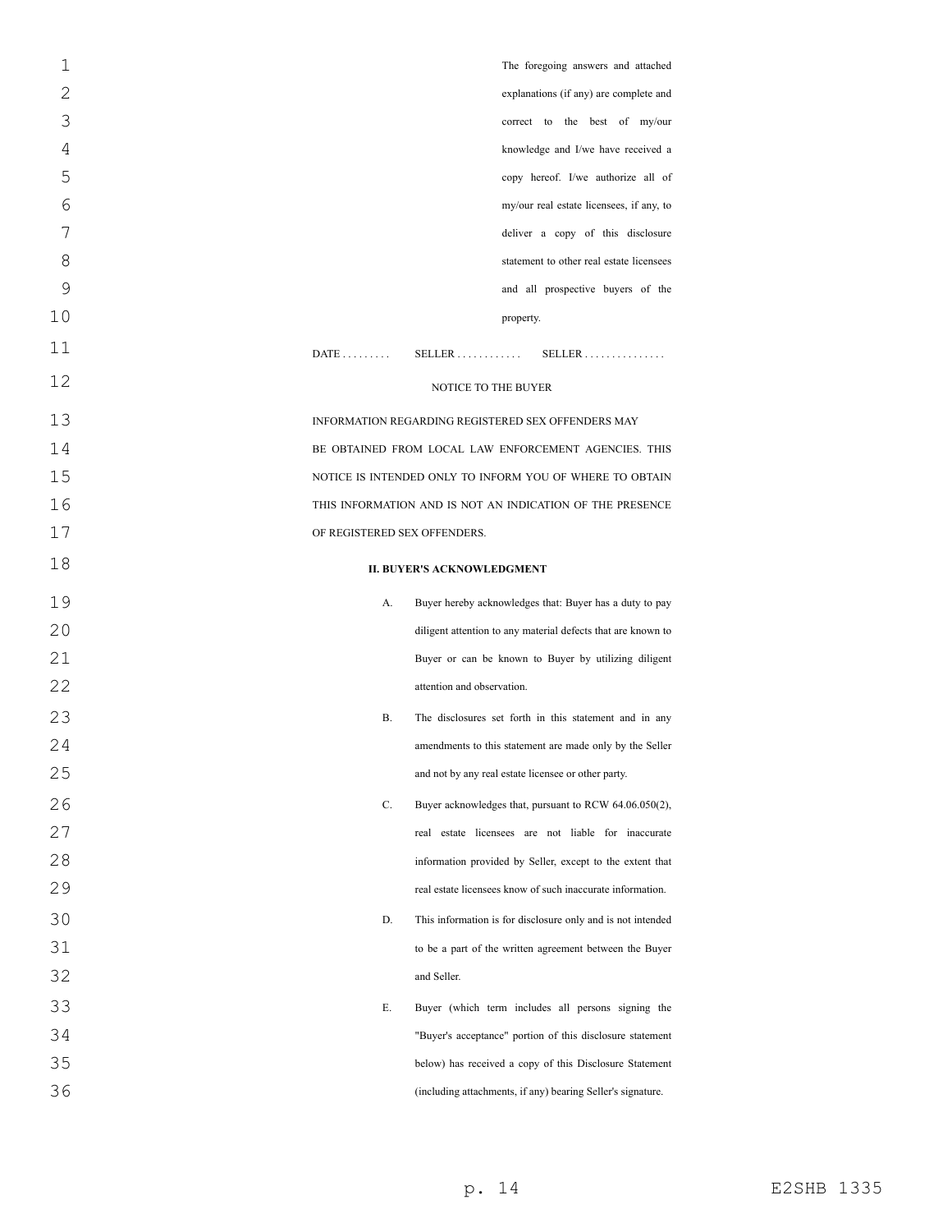The foregoing answers and attached explanations (if any) are complete and correct to the best of my/our knowledge and I/we have received a copy hereof. I/we authorize all of my/our real estate licensees, if any, to deliver a copy of this disclosure statement to other real estate licensees and all prospective buyers of the property.

DATE . . . . . . . . . SELLER . . . . . . . . . . . . SELLER . . . . . . . . . . . . . . .

NOTICE TO THE BUYER

INFORMATION REGARDING REGISTERED SEX OFFENDERS MAY BE OBTAINED FROM LOCAL LAW ENFORCEMENT AGENCIES. THIS NOTICE IS INTENDED ONLY TO INFORM YOU OF WHERE TO OBTAIN THIS INFORMATION AND IS NOT AN INDICATION OF THE PRESENCE OF REGISTERED SEX OFFENDERS.

**II. BUYER'S ACKNOWLEDGMENT**

A. Buyer hereby acknowledges that: Buyer has a duty to pay diligent attention to any material defects that are known to Buyer or can be known to Buyer by utilizing diligent attention and observation.

B. The disclosures set forth in this statement and in any amendments to this statement are made only by the Seller and not by any real estate licensee or other party.

C. Buyer acknowledges that, pursuant to RCW 64.06.050(2), real estate licensees are not liable for inaccurate information provided by Seller, except to the extent that real estate licensees know of such inaccurate information.

D. This information is for disclosure only and is not intended to be a part of the written agreement between the Buyer and Seller.

E. Buyer (which term includes all persons signing the "Buyer's acceptance" portion of this disclosure statement below) has received a copy of this Disclosure Statement (including attachments, if any) bearing Seller's signature.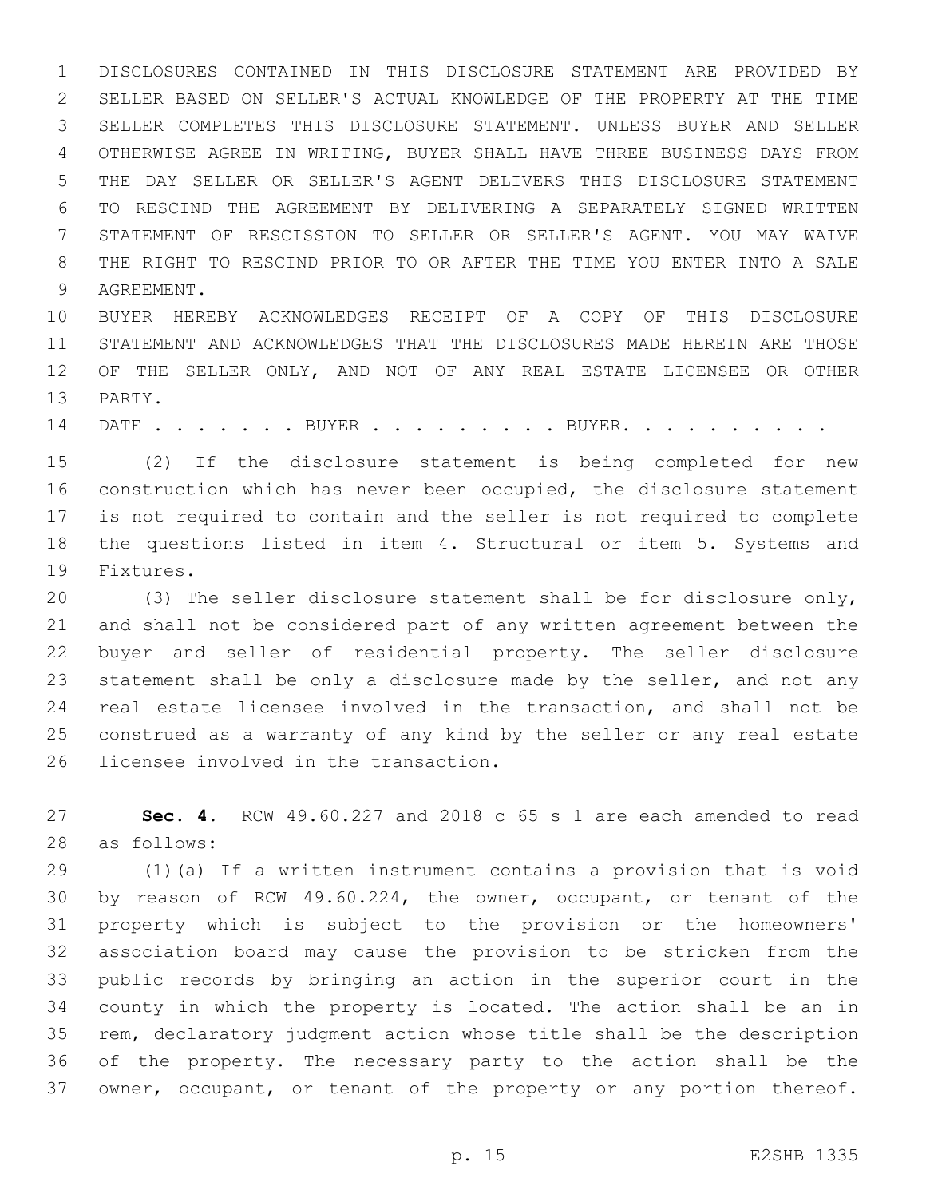DISCLOSURES CONTAINED IN THIS DISCLOSURE STATEMENT ARE PROVIDED BY SELLER BASED ON SELLER'S ACTUAL KNOWLEDGE OF THE PROPERTY AT THE TIME SELLER COMPLETES THIS DISCLOSURE STATEMENT. UNLESS BUYER AND SELLER OTHERWISE AGREE IN WRITING, BUYER SHALL HAVE THREE BUSINESS DAYS FROM THE DAY SELLER OR SELLER'S AGENT DELIVERS THIS DISCLOSURE STATEMENT TO RESCIND THE AGREEMENT BY DELIVERING A SEPARATELY SIGNED WRITTEN STATEMENT OF RESCISSION TO SELLER OR SELLER'S AGENT. YOU MAY WAIVE THE RIGHT TO RESCIND PRIOR TO OR AFTER THE TIME YOU ENTER INTO A SALE AGREEMENT.

BUYER HEREBY ACKNOWLEDGES RECEIPT OF A COPY OF THIS DISCLOSURE STATEMENT AND ACKNOWLEDGES THAT THE DISCLOSURES MADE HEREIN ARE THOSE OF THE SELLER ONLY, AND NOT OF ANY REAL ESTATE LICENSEE OR OTHER PARTY.

DATE . . . . . . . BUYER . . . . . . . . . BUYER. . . . . . . . . .

(2) If the disclosure statement is being completed for new construction which has never been occupied, the disclosure statement is not required to contain and the seller is not required to complete the questions listed in item 4. Structural or item 5. Systems and Fixtures.

(3) The seller disclosure statement shall be for disclosure only, and shall not be considered part of any written agreement between the buyer and seller of residential property. The seller disclosure statement shall be only a disclosure made by the seller, and not any real estate licensee involved in the transaction, and shall not be construed as a warranty of any kind by the seller or any real estate licensee involved in the transaction.

**Sec. 4.** RCW 49.60.227 and 2018 c 65 s 1 are each amended to read as follows:

(1)(a) If a written instrument contains a provision that is void by reason of RCW 49.60.224, the owner, occupant, or tenant of the property which is subject to the provision or the homeowners' association board may cause the provision to be stricken from the public records by bringing an action in the superior court in the county in which the property is located. The action shall be an in rem, declaratory judgment action whose title shall be the description of the property. The necessary party to the action shall be the owner, occupant, or tenant of the property or any portion thereof.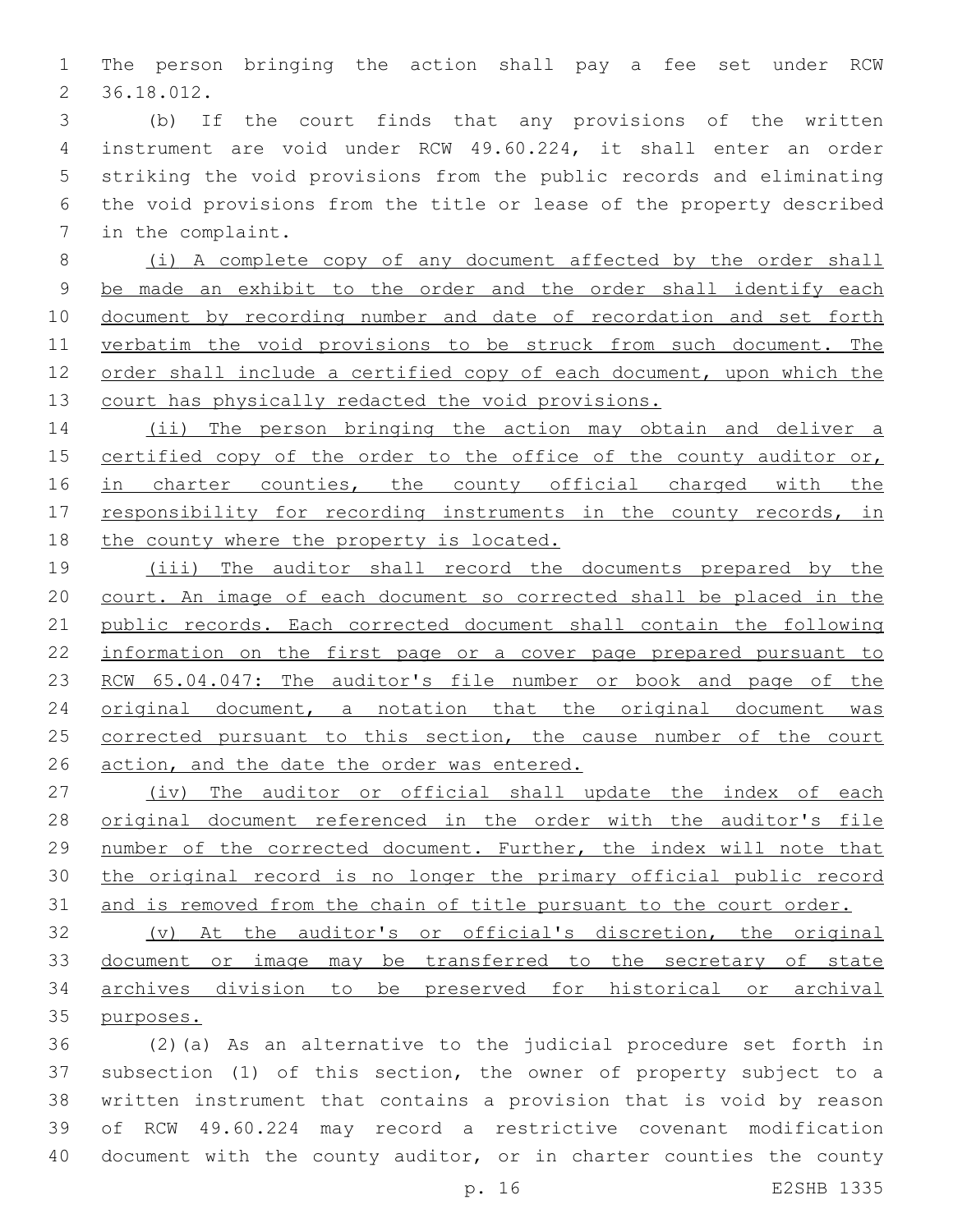The person bringing the action shall pay a fee set under RCW 36.18.012.

(b) If the court finds that any provisions of the written instrument are void under RCW 49.60.224, it shall enter an order striking the void provisions from the public records and eliminating the void provisions from the title or lease of the property described in the complaint.

(i) A complete copy of any document affected by the order shall be made an exhibit to the order and the order shall identify each document by recording number and date of recordation and set forth verbatim the void provisions to be struck from such document. The order shall include a certified copy of each document, upon which the court has physically redacted the void provisions.

(ii) The person bringing the action may obtain and deliver a certified copy of the order to the office of the county auditor or, in charter counties, the county official charged with the responsibility for recording instruments in the county records, in the county where the property is located.

(iii) The auditor shall record the documents prepared by the court. An image of each document so corrected shall be placed in the public records. Each corrected document shall contain the following information on the first page or a cover page prepared pursuant to RCW 65.04.047: The auditor's file number or book and page of the original document, a notation that the original document was corrected pursuant to this section, the cause number of the court action, and the date the order was entered.

(iv) The auditor or official shall update the index of each original document referenced in the order with the auditor's file number of the corrected document. Further, the index will note that the original record is no longer the primary official public record and is removed from the chain of title pursuant to the court order.

(v) At the auditor's or official's discretion, the original document or image may be transferred to the secretary of state archives division to be preserved for historical or archival purposes.

(2)(a) As an alternative to the judicial procedure set forth in subsection (1) of this section, the owner of property subject to a written instrument that contains a provision that is void by reason of RCW 49.60.224 may record a restrictive covenant modification document with the county auditor, or in charter counties the county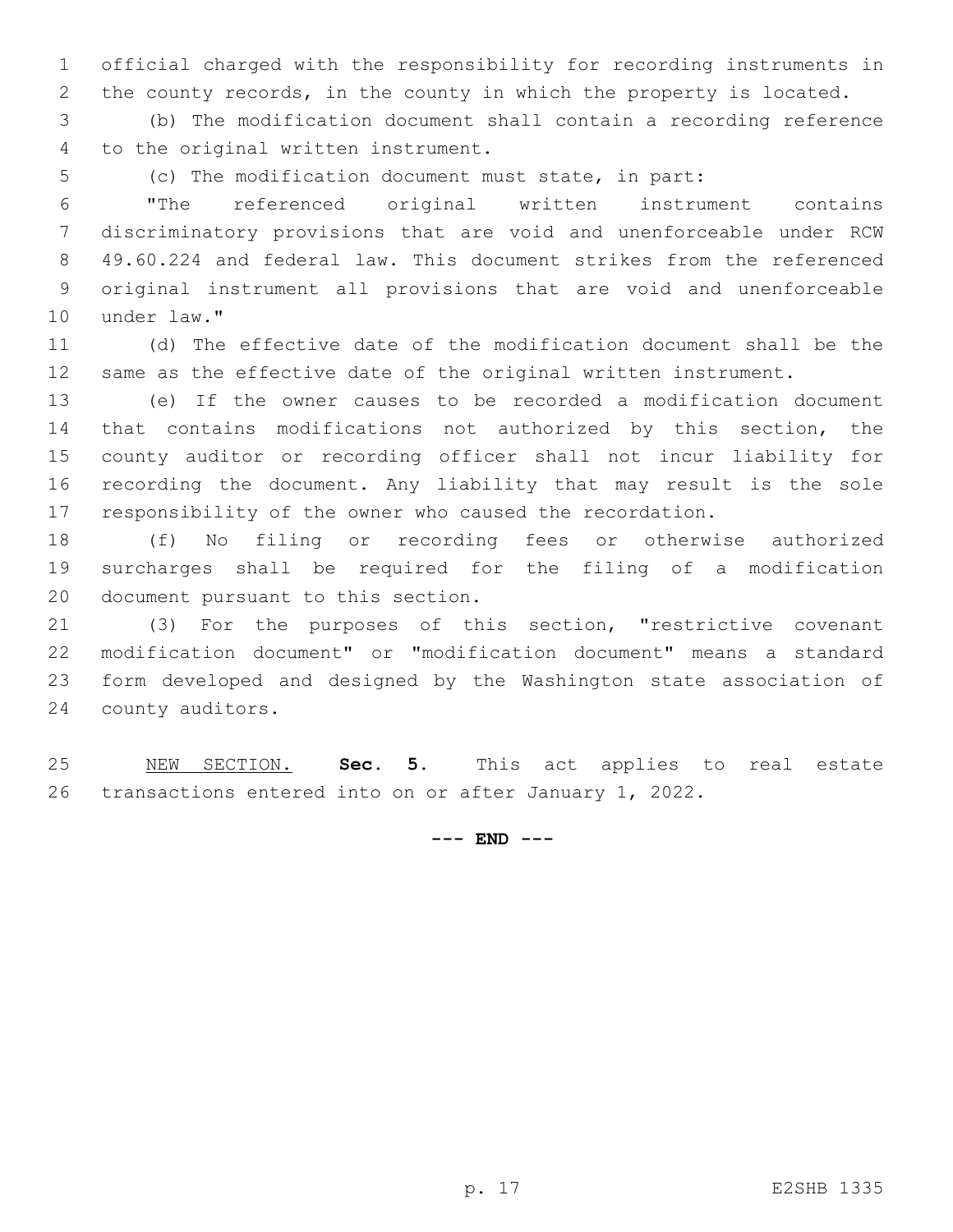official charged with the responsibility for recording instruments in the county records, in the county in which the property is located.

(b) The modification document shall contain a recording reference to the original written instrument.

(c) The modification document must state, in part:

"The referenced original written instrument contains discriminatory provisions that are void and unenforceable under RCW 49.60.224 and federal law. This document strikes from the referenced original instrument all provisions that are void and unenforceable under law."

(d) The effective date of the modification document shall be the same as the effective date of the original written instrument.

(e) If the owner causes to be recorded a modification document that contains modifications not authorized by this section, the county auditor or recording officer shall not incur liability for recording the document. Any liability that may result is the sole responsibility of the owner who caused the recordation.

(f) No filing or recording fees or otherwise authorized surcharges shall be required for the filing of a modification document pursuant to this section.

(3) For the purposes of this section, "restrictive covenant modification document" or "modification document" means a standard form developed and designed by the Washington state association of county auditors.

NEW SECTION. **Sec. 5.** This act applies to real estate transactions entered into on or after January 1, 2022.

**--- END ---**